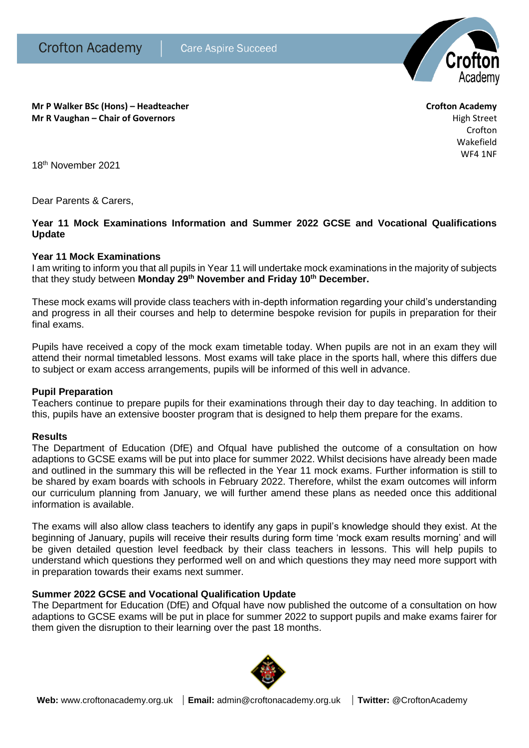Crofton Academy | Care Aspire Succeed

**Mr P Walker BSc (Hons) – Headteacher**
**Mr R Vaughan – Chair of Governors**

**Crofton Academy**
High Street
Crofton
Wakefield
WF4 1NF

18th November 2021

Dear Parents & Carers,

**Year 11 Mock Examinations Information and Summer 2022 GCSE and Vocational Qualifications Update**

**Year 11 Mock Examinations**

I am writing to inform you that all pupils in Year 11 will undertake mock examinations in the majority of subjects that they study between **Monday 29th November and Friday 10th December.**

These mock exams will provide class teachers with in-depth information regarding your child's understanding and progress in all their courses and help to determine bespoke revision for pupils in preparation for their final exams.

Pupils have received a copy of the mock exam timetable today. When pupils are not in an exam they will attend their normal timetabled lessons. Most exams will take place in the sports hall, where this differs due to subject or exam access arrangements, pupils will be informed of this well in advance.

**Pupil Preparation**

Teachers continue to prepare pupils for their examinations through their day to day teaching. In addition to this, pupils have an extensive booster program that is designed to help them prepare for the exams.

**Results**

The Department of Education (DfE) and Ofqual have published the outcome of a consultation on how adaptions to GCSE exams will be put into place for summer 2022. Whilst decisions have already been made and outlined in the summary this will be reflected in the Year 11 mock exams. Further information is still to be shared by exam boards with schools in February 2022. Therefore, whilst the exam outcomes will inform our curriculum planning from January, we will further amend these plans as needed once this additional information is available.

The exams will also allow class teachers to identify any gaps in pupil's knowledge should they exist. At the beginning of January, pupils will receive their results during form time 'mock exam results morning' and will be given detailed question level feedback by their class teachers in lessons. This will help pupils to understand which questions they performed well on and which questions they may need more support with in preparation towards their exams next summer.

**Summer 2022 GCSE and Vocational Qualification Update**

The Department for Education (DfE) and Ofqual have now published the outcome of a consultation on how adaptions to GCSE exams will be put in place for summer 2022 to support pupils and make exams fairer for them given the disruption to their learning over the past 18 months.

**Web:** www.croftonacademy.org.uk | **Email:** admin@croftonacademy.org.uk | **Twitter:** @CroftonAcademy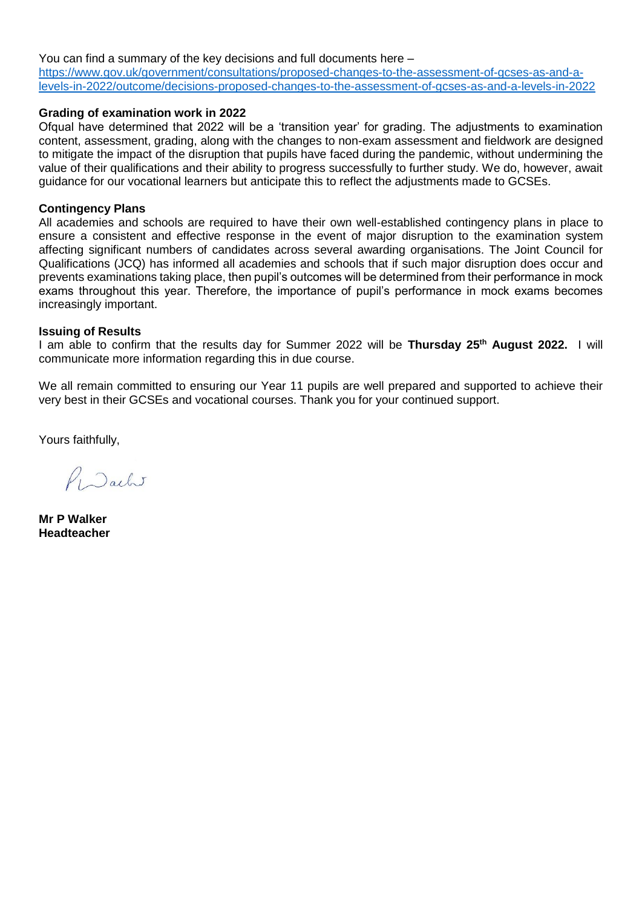You can find a summary of the key decisions and full documents here – https://www.gov.uk/government/consultations/proposed-changes-to-the-assessment-of-gcses-as-and-a-levels-in-2022/outcome/decisions-proposed-changes-to-the-assessment-of-gcses-as-and-a-levels-in-2022

**Grading of examination work in 2022**

Ofqual have determined that 2022 will be a 'transition year' for grading. The adjustments to examination content, assessment, grading, along with the changes to non-exam assessment and fieldwork are designed to mitigate the impact of the disruption that pupils have faced during the pandemic, without undermining the value of their qualifications and their ability to progress successfully to further study. We do, however, await guidance for our vocational learners but anticipate this to reflect the adjustments made to GCSEs.

**Contingency Plans**

All academies and schools are required to have their own well-established contingency plans in place to ensure a consistent and effective response in the event of major disruption to the examination system affecting significant numbers of candidates across several awarding organisations. The Joint Council for Qualifications (JCQ) has informed all academies and schools that if such major disruption does occur and prevents examinations taking place, then pupil's outcomes will be determined from their performance in mock exams throughout this year. Therefore, the importance of pupil's performance in mock exams becomes increasingly important.

**Issuing of Results**

I am able to confirm that the results day for Summer 2022 will be **Thursday 25th August 2022.** I will communicate more information regarding this in due course.

We all remain committed to ensuring our Year 11 pupils are well prepared and supported to achieve their very best in their GCSEs and vocational courses. Thank you for your continued support.

Yours faithfully,

**Mr P Walker**
**Headteacher**